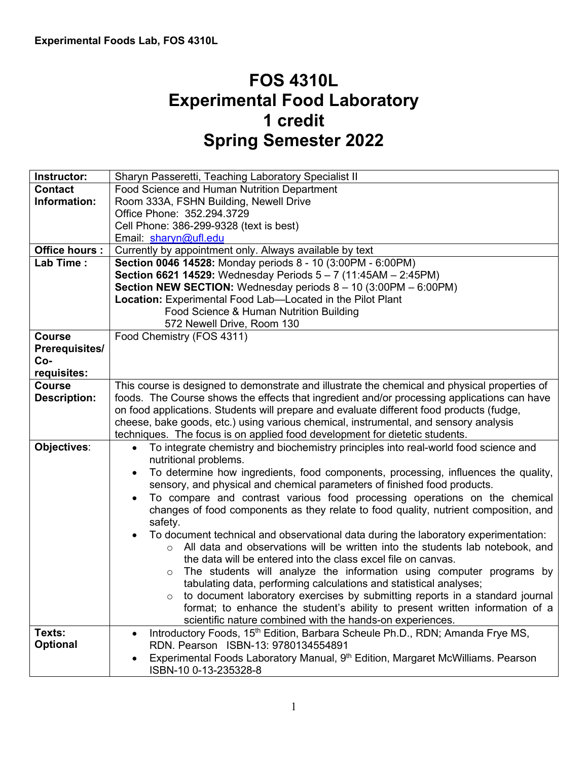# FOS 4310L
# Experimental Food Laboratory
# 1 credit
# Spring Semester 2022

| | |
|---|---|
| **Instructor:** | Sharyn Passeretti, Teaching Laboratory Specialist II |
| **Contact Information:** | Food Science and Human Nutrition Department<br>Room 333A, FSHN Building, Newell Drive<br>Office Phone: 352.294.3729<br>Cell Phone: 386-299-9328 (text is best)<br>Email: sharyn@ufl.edu |
| **Office hours :** | Currently by appointment only. Always available by text |
| **Lab Time :** | **Section 0046 14528:** Monday periods 8 - 10 (3:00PM - 6:00PM)<br>**Section 6621 14529:** Wednesday Periods 5 – 7 (11:45AM – 2:45PM)<br>**Section NEW SECTION:** Wednesday periods 8 – 10 (3:00PM – 6:00PM)<br>**Location:** Experimental Food Lab—Located in the Pilot Plant<br>Food Science & Human Nutrition Building<br>572 Newell Drive, Room 130 |
| **Course Prerequisites/ Co-requisites:** | Food Chemistry (FOS 4311) |
| **Course Description:** | This course is designed to demonstrate and illustrate the chemical and physical properties of foods. The Course shows the effects that ingredient and/or processing applications can have on food applications. Students will prepare and evaluate different food products (fudge, cheese, bake goods, etc.) using various chemical, instrumental, and sensory analysis techniques. The focus is on applied food development for dietetic students. |
| **Objectives**: | • To integrate chemistry and biochemistry principles into real-world food science and nutritional problems.<br>• To determine how ingredients, food components, processing, influences the quality, sensory, and physical and chemical parameters of finished food products.<br>• To compare and contrast various food processing operations on the chemical changes of food components as they relate to food quality, nutrient composition, and safety.<br>• To document technical and observational data during the laboratory experimentation:<br>&nbsp;&nbsp;○ All data and observations will be written into the students lab notebook, and the data will be entered into the class excel file on canvas.<br>&nbsp;&nbsp;○ The students will analyze the information using computer programs by tabulating data, performing calculations and statistical analyses;<br>&nbsp;&nbsp;○ to document laboratory exercises by submitting reports in a standard journal format; to enhance the student's ability to present written information of a scientific nature combined with the hands-on experiences. |
| **Texts: Optional** | • Introductory Foods, 15th Edition, Barbara Scheule Ph.D., RDN; Amanda Frye MS, RDN. Pearson ISBN-13: 9780134554891<br>• Experimental Foods Laboratory Manual, 9th Edition, Margaret McWilliams. Pearson ISBN-10 0-13-235328-8 |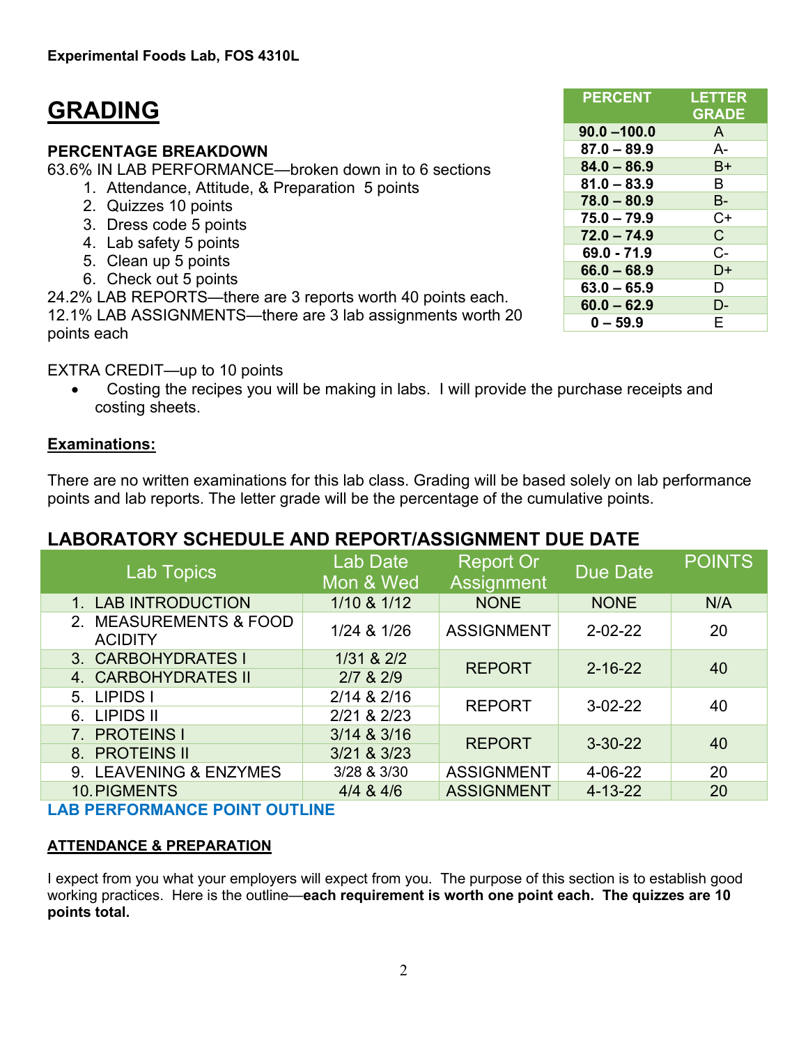Experimental Foods Lab, FOS 4310L

# GRADING

| PERCENT | LETTER GRADE |
|---|---|
| 90.0 –100.0 | A |
| 87.0 – 89.9 | A- |
| 84.0 – 86.9 | B+ |
| 81.0 – 83.9 | B |
| 78.0 – 80.9 | B- |
| 75.0 – 79.9 | C+ |
| 72.0 – 74.9 | C |
| 69.0 - 71.9 | C- |
| 66.0 – 68.9 | D+ |
| 63.0 – 65.9 | D |
| 60.0 – 62.9 | D- |
| 0 – 59.9 | E |

**PERCENTAGE BREAKDOWN**

63.6% IN LAB PERFORMANCE—broken down in to 6 sections

1. Attendance, Attitude, & Preparation 5 points
2. Quizzes 10 points
3. Dress code 5 points
4. Lab safety 5 points
5. Clean up 5 points
6. Check out 5 points

24.2% LAB REPORTS—there are 3 reports worth 40 points each.

12.1% LAB ASSIGNMENTS—there are 3 lab assignments worth 20 points each

EXTRA CREDIT—up to 10 points

- Costing the recipes you will be making in labs. I will provide the purchase receipts and costing sheets.

**Examinations:**

There are no written examinations for this lab class. Grading will be based solely on lab performance points and lab reports. The letter grade will be the percentage of the cumulative points.

## LABORATORY SCHEDULE AND REPORT/ASSIGNMENT DUE DATE

| Lab Topics | Lab Date Mon & Wed | Report Or Assignment | Due Date | POINTS |
|---|---|---|---|---|
| 1. LAB INTRODUCTION | 1/10 & 1/12 | NONE | NONE | N/A |
| 2. MEASUREMENTS & FOOD ACIDITY | 1/24 & 1/26 | ASSIGNMENT | 2-02-22 | 20 |
| 3. CARBOHYDRATES I | 1/31 & 2/2 | REPORT | 2-16-22 | 40 |
| 4. CARBOHYDRATES II | 2/7 & 2/9 | | | |
| 5. LIPIDS I | 2/14 & 2/16 | REPORT | 3-02-22 | 40 |
| 6. LIPIDS II | 2/21 & 2/23 | | | |
| 7. PROTEINS I | 3/14 & 3/16 | REPORT | 3-30-22 | 40 |
| 8. PROTEINS II | 3/21 & 3/23 | | | |
| 9. LEAVENING & ENZYMES | 3/28 & 3/30 | ASSIGNMENT | 4-06-22 | 20 |
| 10. PIGMENTS | 4/4 & 4/6 | ASSIGNMENT | 4-13-22 | 20 |

**LAB PERFORMANCE POINT OUTLINE**

**ATTENDANCE & PREPARATION**

I expect from you what your employers will expect from you. The purpose of this section is to establish good working practices. Here is the outline—**each requirement is worth one point each. The quizzes are 10 points total.**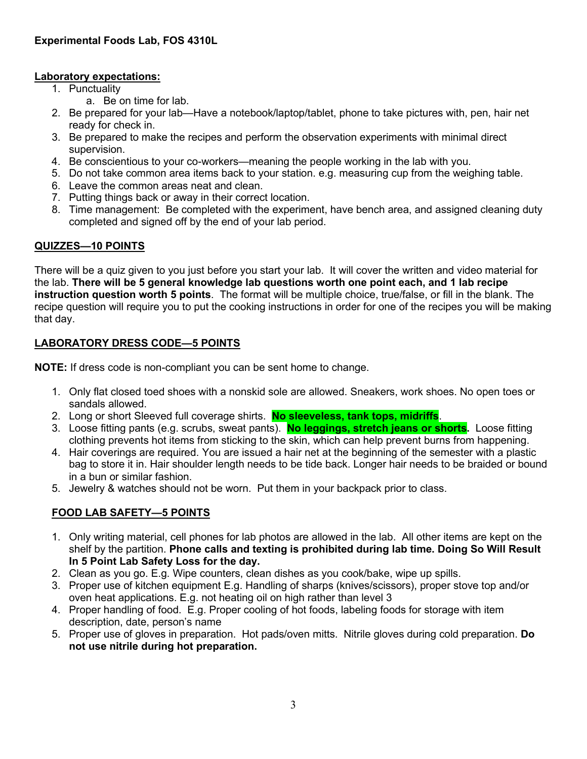**Experimental Foods Lab, FOS 4310L**

**Laboratory expectations:**

1. Punctuality
   a. Be on time for lab.
2. Be prepared for your lab—Have a notebook/laptop/tablet, phone to take pictures with, pen, hair net ready for check in.
3. Be prepared to make the recipes and perform the observation experiments with minimal direct supervision.
4. Be conscientious to your co-workers—meaning the people working in the lab with you.
5. Do not take common area items back to your station. e.g. measuring cup from the weighing table.
6. Leave the common areas neat and clean.
7. Putting things back or away in their correct location.
8. Time management: Be completed with the experiment, have bench area, and assigned cleaning duty completed and signed off by the end of your lab period.

**QUIZZES—10 POINTS**

There will be a quiz given to you just before you start your lab. It will cover the written and video material for the lab. **There will be 5 general knowledge lab questions worth one point each, and 1 lab recipe instruction question worth 5 points**. The format will be multiple choice, true/false, or fill in the blank. The recipe question will require you to put the cooking instructions in order for one of the recipes you will be making that day.

**LABORATORY DRESS CODE—5 POINTS**

**NOTE:** If dress code is non-compliant you can be sent home to change.

1. Only flat closed toed shoes with a nonskid sole are allowed. Sneakers, work shoes. No open toes or sandals allowed.
2. Long or short Sleeved full coverage shirts. **No sleeveless, tank tops, midriffs**.
3. Loose fitting pants (e.g. scrubs, sweat pants). **No leggings, stretch jeans or shorts.** Loose fitting clothing prevents hot items from sticking to the skin, which can help prevent burns from happening.
4. Hair coverings are required. You are issued a hair net at the beginning of the semester with a plastic bag to store it in. Hair shoulder length needs to be tide back. Longer hair needs to be braided or bound in a bun or similar fashion.
5. Jewelry & watches should not be worn. Put them in your backpack prior to class.

**FOOD LAB SAFETY—5 POINTS**

1. Only writing material, cell phones for lab photos are allowed in the lab. All other items are kept on the shelf by the partition. **Phone calls and texting is prohibited during lab time. Doing So Will Result In 5 Point Lab Safety Loss for the day.**
2. Clean as you go. E.g. Wipe counters, clean dishes as you cook/bake, wipe up spills.
3. Proper use of kitchen equipment E.g. Handling of sharps (knives/scissors), proper stove top and/or oven heat applications. E.g. not heating oil on high rather than level 3
4. Proper handling of food. E.g. Proper cooling of hot foods, labeling foods for storage with item description, date, person's name
5. Proper use of gloves in preparation. Hot pads/oven mitts. Nitrile gloves during cold preparation. **Do not use nitrile during hot preparation.**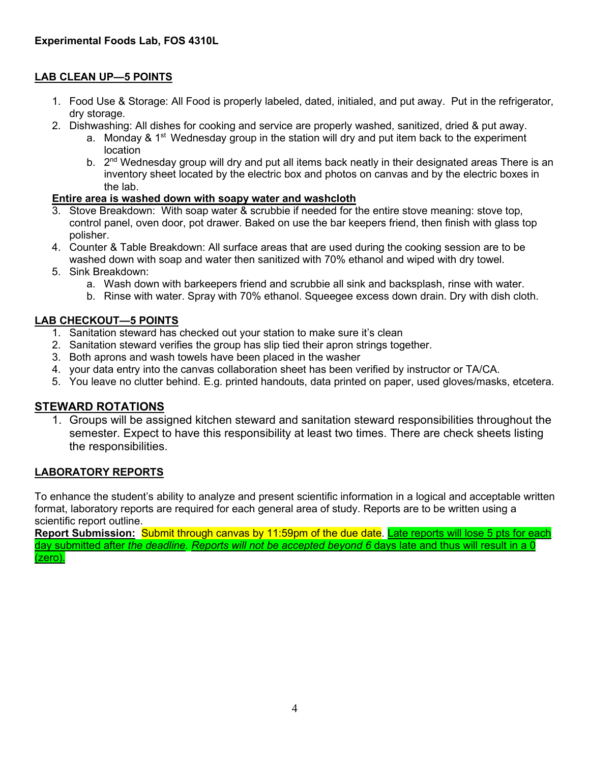**Experimental Foods Lab, FOS 4310L**

## LAB CLEAN UP—5 POINTS

1. Food Use & Storage: All Food is properly labeled, dated, initialed, and put away. Put in the refrigerator, dry storage.
2. Dishwashing: All dishes for cooking and service are properly washed, sanitized, dried & put away.
    a. Monday & 1st Wednesday group in the station will dry and put item back to the experiment location
    b. 2nd Wednesday group will dry and put all items back neatly in their designated areas There is an inventory sheet located by the electric box and photos on canvas and by the electric boxes in the lab.

**Entire area is washed down with soapy water and washcloth**

3. Stove Breakdown: With soap water & scrubbie if needed for the entire stove meaning: stove top, control panel, oven door, pot drawer. Baked on use the bar keepers friend, then finish with glass top polisher.
4. Counter & Table Breakdown: All surface areas that are used during the cooking session are to be washed down with soap and water then sanitized with 70% ethanol and wiped with dry towel.
5. Sink Breakdown:
    a. Wash down with barkeepers friend and scrubbie all sink and backsplash, rinse with water.
    b. Rinse with water. Spray with 70% ethanol. Squeegee excess down drain. Dry with dish cloth.

## LAB CHECKOUT—5 POINTS

1. Sanitation steward has checked out your station to make sure it's clean
2. Sanitation steward verifies the group has slip tied their apron strings together.
3. Both aprons and wash towels have been placed in the washer
4. your data entry into the canvas collaboration sheet has been verified by instructor or TA/CA.
5. You leave no clutter behind. E.g. printed handouts, data printed on paper, used gloves/masks, etcetera.

## STEWARD ROTATIONS

1. Groups will be assigned kitchen steward and sanitation steward responsibilities throughout the semester. Expect to have this responsibility at least two times. There are check sheets listing the responsibilities.

## LABORATORY REPORTS

To enhance the student's ability to analyze and present scientific information in a logical and acceptable written format, laboratory reports are required for each general area of study. Reports are to be written using a scientific report outline.

**Report Submission:** Submit through canvas by 11:59pm of the due date. Late reports will lose 5 pts for each day submitted after *the deadline. Reports will not be accepted beyond 6* days late and thus will result in a 0 (zero).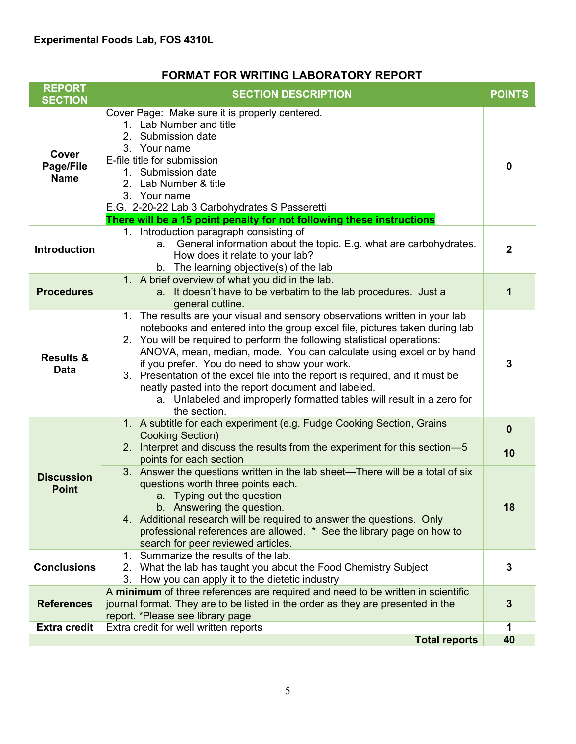**Experimental Foods Lab, FOS 4310L**

## FORMAT FOR WRITING LABORATORY REPORT

| REPORT SECTION | SECTION DESCRIPTION | POINTS |
|---|---|---|
| **Cover Page/File Name** | Cover Page: Make sure it is properly centered.<br>1. Lab Number and title<br>2. Submission date<br>3. Your name<br>E-file title for submission<br>1. Submission date<br>2. Lab Number & title<br>3. Your name<br>E.G. 2-20-22 Lab 3 Carbohydrates S Passeretti<br>**There will be a 15 point penalty for not following these instructions** | 0 |
| **Introduction** | 1. Introduction paragraph consisting of<br>a. General information about the topic. E.g. what are carbohydrates. How does it relate to your lab?<br>b. The learning objective(s) of the lab | 2 |
| **Procedures** | 1. A brief overview of what you did in the lab.<br>a. It doesn't have to be verbatim to the lab procedures. Just a general outline. | 1 |
| **Results & Data** | 1. The results are your visual and sensory observations written in your lab notebooks and entered into the group excel file, pictures taken during lab<br>2. You will be required to perform the following statistical operations: ANOVA, mean, median, mode. You can calculate using excel or by hand if you prefer. You do need to show your work.<br>3. Presentation of the excel file into the report is required, and it must be neatly pasted into the report document and labeled.<br>a. Unlabeled and improperly formatted tables will result in a zero for the section. | 3 |
| **Discussion Point** | 1. A subtitle for each experiment (e.g. Fudge Cooking Section, Grains Cooking Section) | 0 |
| | 2. Interpret and discuss the results from the experiment for this section—5 points for each section | 10 |
| | 3. Answer the questions written in the lab sheet—There will be a total of six questions worth three points each.<br>a. Typing out the question<br>b. Answering the question.<br>4. Additional research will be required to answer the questions. Only professional references are allowed. * See the library page on how to search for peer reviewed articles. | 18 |
| **Conclusions** | 1. Summarize the results of the lab.<br>2. What the lab has taught you about the Food Chemistry Subject<br>3. How you can apply it to the dietetic industry | 3 |
| **References** | A **minimum** of three references are required and need to be written in scientific journal format. They are to be listed in the order as they are presented in the report. *Please see library page | 3 |
| **Extra credit** | Extra credit for well written reports | 1 |
| | **Total reports** | 40 |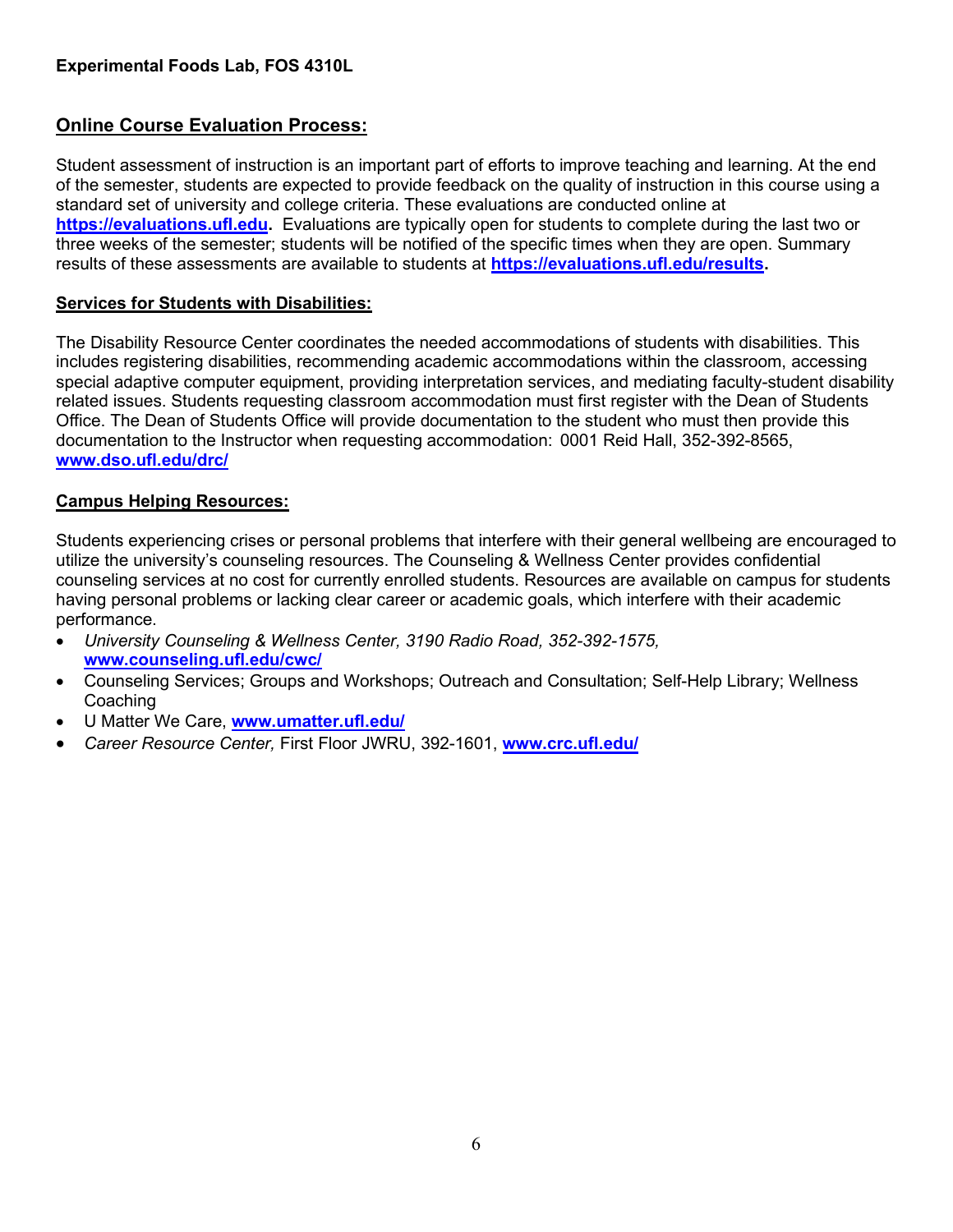## Online Course Evaluation Process:

Student assessment of instruction is an important part of efforts to improve teaching and learning. At the end of the semester, students are expected to provide feedback on the quality of instruction in this course using a standard set of university and college criteria. These evaluations are conducted online at **https://evaluations.ufl.edu**. Evaluations are typically open for students to complete during the last two or three weeks of the semester; students will be notified of the specific times when they are open. Summary results of these assessments are available to students at **https://evaluations.ufl.edu/results**.

### Services for Students with Disabilities:

The Disability Resource Center coordinates the needed accommodations of students with disabilities. This includes registering disabilities, recommending academic accommodations within the classroom, accessing special adaptive computer equipment, providing interpretation services, and mediating faculty-student disability related issues. Students requesting classroom accommodation must first register with the Dean of Students Office. The Dean of Students Office will provide documentation to the student who must then provide this documentation to the Instructor when requesting accommodation: 0001 Reid Hall, 352-392-8565, **www.dso.ufl.edu/drc/**

### Campus Helping Resources:

Students experiencing crises or personal problems that interfere with their general wellbeing are encouraged to utilize the university's counseling resources. The Counseling & Wellness Center provides confidential counseling services at no cost for currently enrolled students. Resources are available on campus for students having personal problems or lacking clear career or academic goals, which interfere with their academic performance.

- *University Counseling & Wellness Center, 3190 Radio Road, 352-392-1575,* **www.counseling.ufl.edu/cwc/**
- Counseling Services; Groups and Workshops; Outreach and Consultation; Self-Help Library; Wellness Coaching
- U Matter We Care, **www.umatter.ufl.edu/**
- *Career Resource Center,* First Floor JWRU, 392-1601, **www.crc.ufl.edu/**